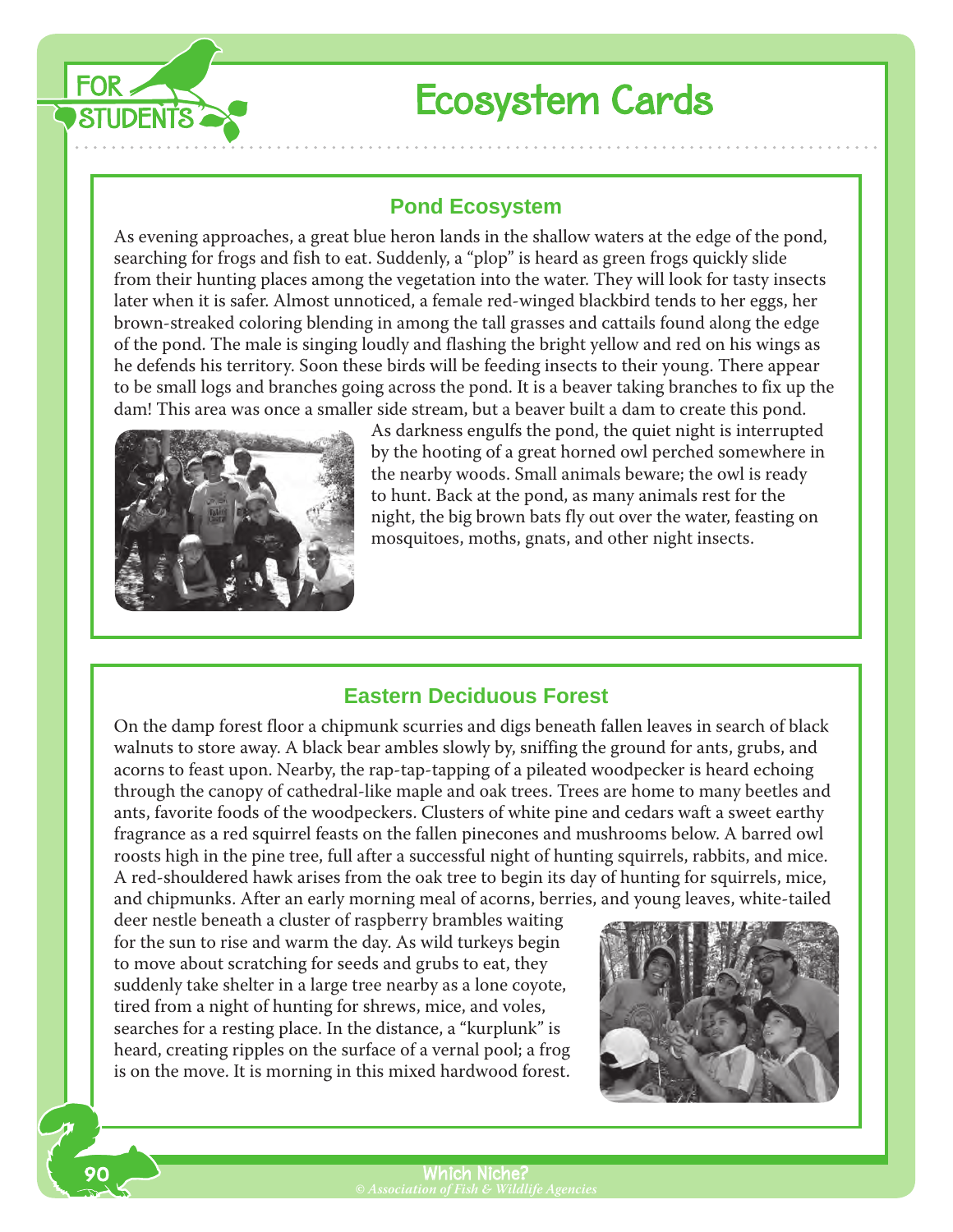# Ecosystem Cards

## Pond Ecosystem

As evening approaches, a great blue heron lands in the shallow waters at the edge of the pond, searching for frogs and fish to eat. Suddenly, a "plop" is heard as green frogs quickly slide from their hunting places among the vegetation into the water. They will look for tasty insects later when it is safer. Almost unnoticed, a female red-winged blackbird tends to her eggs, her brown-streaked coloring blending in among the tall grasses and cattails found along the edge of the pond. The male is singing loudly and flashing the bright yellow and red on his wings as he defends his territory. Soon these birds will be feeding insects to their young. There appear to be small logs and branches going across the pond. It is a beaver taking branches to fix up the dam! This area was once a smaller side stream, but a beaver built a dam to create this pond. As darkness engulfs the pond, the quiet night is interrupted by the hooting of a great horned owl perched somewhere in the nearby woods. Small animals beware; the owl is ready to hunt. Back at the pond, as many animals rest for the night, the big brown bats fly out over the water, feasting on mosquitoes, moths, gnats, and other night insects.

## Eastern Deciduous Forest

On the damp forest floor a chipmunk scurries and digs beneath fallen leaves in search of black walnuts to store away. A black bear ambles slowly by, sniffing the ground for ants, grubs, and acorns to feast upon. Nearby, the rap-tap-tapping of a pileated woodpecker is heard echoing through the canopy of cathedral-like maple and oak trees. Trees are home to many beetles and ants, favorite foods of the woodpeckers. Clusters of white pine and cedars waft a sweet earthy fragrance as a red squirrel feasts on the fallen pinecones and mushrooms below. A barred owl roosts high in the pine tree, full after a successful night of hunting squirrels, rabbits, and mice. A red-shouldered hawk arises from the oak tree to begin its day of hunting for squirrels, mice, and chipmunks. After an early morning meal of acorns, berries, and young leaves, white-tailed deer nestle beneath a cluster of raspberry brambles waiting for the sun to rise and warm the day. As wild turkeys begin to move about scratching for seeds and grubs to eat, they suddenly take shelter in a large tree nearby as a lone coyote, tired from a night of hunting for shrews, mice, and voles, searches for a resting place. In the distance, a "kurplunk" is heard, creating ripples on the surface of a vernal pool; a frog is on the move. It is morning in this mixed hardwood forest.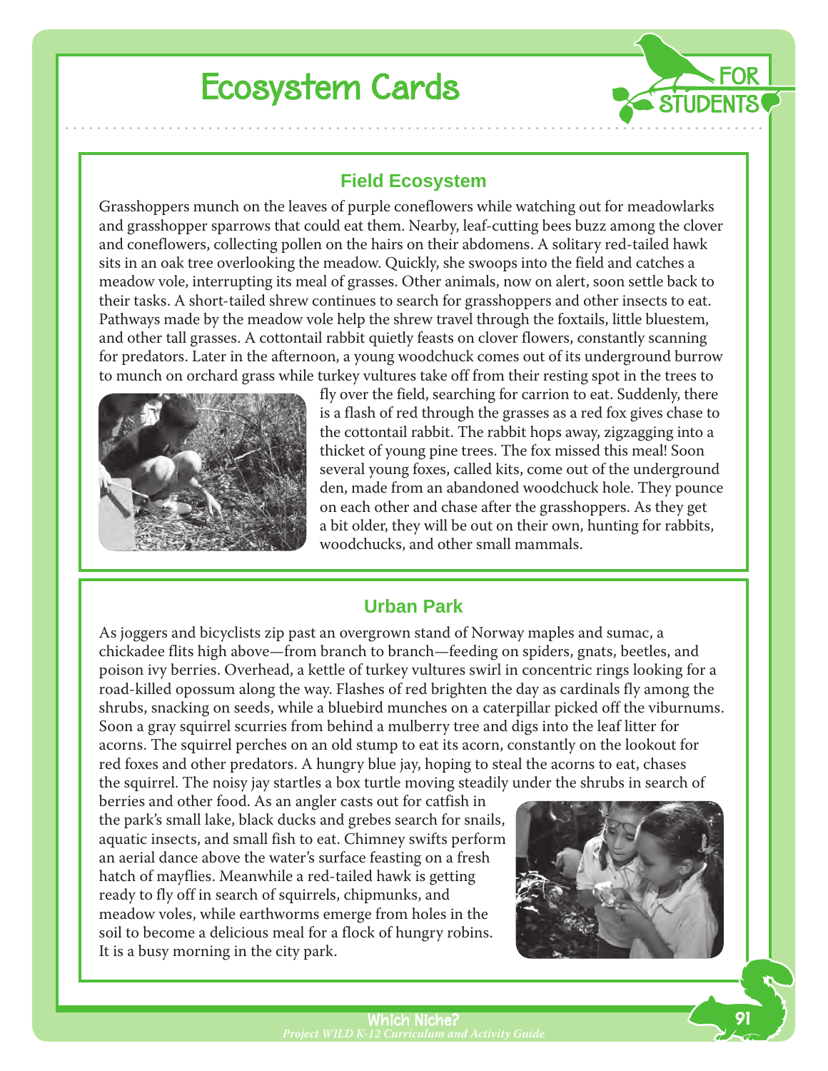# Ecosystem Cards

FOR STUDENTS

## Field Ecosystem

Grasshoppers munch on the leaves of purple coneflowers while watching out for meadowlarks and grasshopper sparrows that could eat them. Nearby, leaf-cutting bees buzz among the clover and coneflowers, collecting pollen on the hairs on their abdomens. A solitary red-tailed hawk sits in an oak tree overlooking the meadow. Quickly, she swoops into the field and catches a meadow vole, interrupting its meal of grasses. Other animals, now on alert, soon settle back to their tasks. A short-tailed shrew continues to search for grasshoppers and other insects to eat. Pathways made by the meadow vole help the shrew travel through the foxtails, little bluestem, and other tall grasses. A cottontail rabbit quietly feasts on clover flowers, constantly scanning for predators. Later in the afternoon, a young woodchuck comes out of its underground burrow to munch on orchard grass while turkey vultures take off from their resting spot in the trees to fly over the field, searching for carrion to eat. Suddenly, there is a flash of red through the grasses as a red fox gives chase to the cottontail rabbit. The rabbit hops away, zigzagging into a thicket of young pine trees. The fox missed this meal! Soon several young foxes, called kits, come out of the underground den, made from an abandoned woodchuck hole. They pounce on each other and chase after the grasshoppers. As they get a bit older, they will be out on their own, hunting for rabbits, woodchucks, and other small mammals.

## Urban Park

As joggers and bicyclists zip past an overgrown stand of Norway maples and sumac, a chickadee flits high above—from branch to branch—feeding on spiders, gnats, beetles, and poison ivy berries. Overhead, a kettle of turkey vultures swirl in concentric rings looking for a road-killed opossum along the way. Flashes of red brighten the day as cardinals fly among the shrubs, snacking on seeds, while a bluebird munches on a caterpillar picked off the viburnums. Soon a gray squirrel scurries from behind a mulberry tree and digs into the leaf litter for acorns. The squirrel perches on an old stump to eat its acorn, constantly on the lookout for red foxes and other predators. A hungry blue jay, hoping to steal the acorns to eat, chases the squirrel. The noisy jay startles a box turtle moving steadily under the shrubs in search of berries and other food. As an angler casts out for catfish in the park's small lake, black ducks and grebes search for snails, aquatic insects, and small fish to eat. Chimney swifts perform an aerial dance above the water's surface feasting on a fresh hatch of mayflies. Meanwhile a red-tailed hawk is getting ready to fly off in search of squirrels, chipmunks, and meadow voles, while earthworms emerge from holes in the soil to become a delicious meal for a flock of hungry robins. It is a busy morning in the city park.